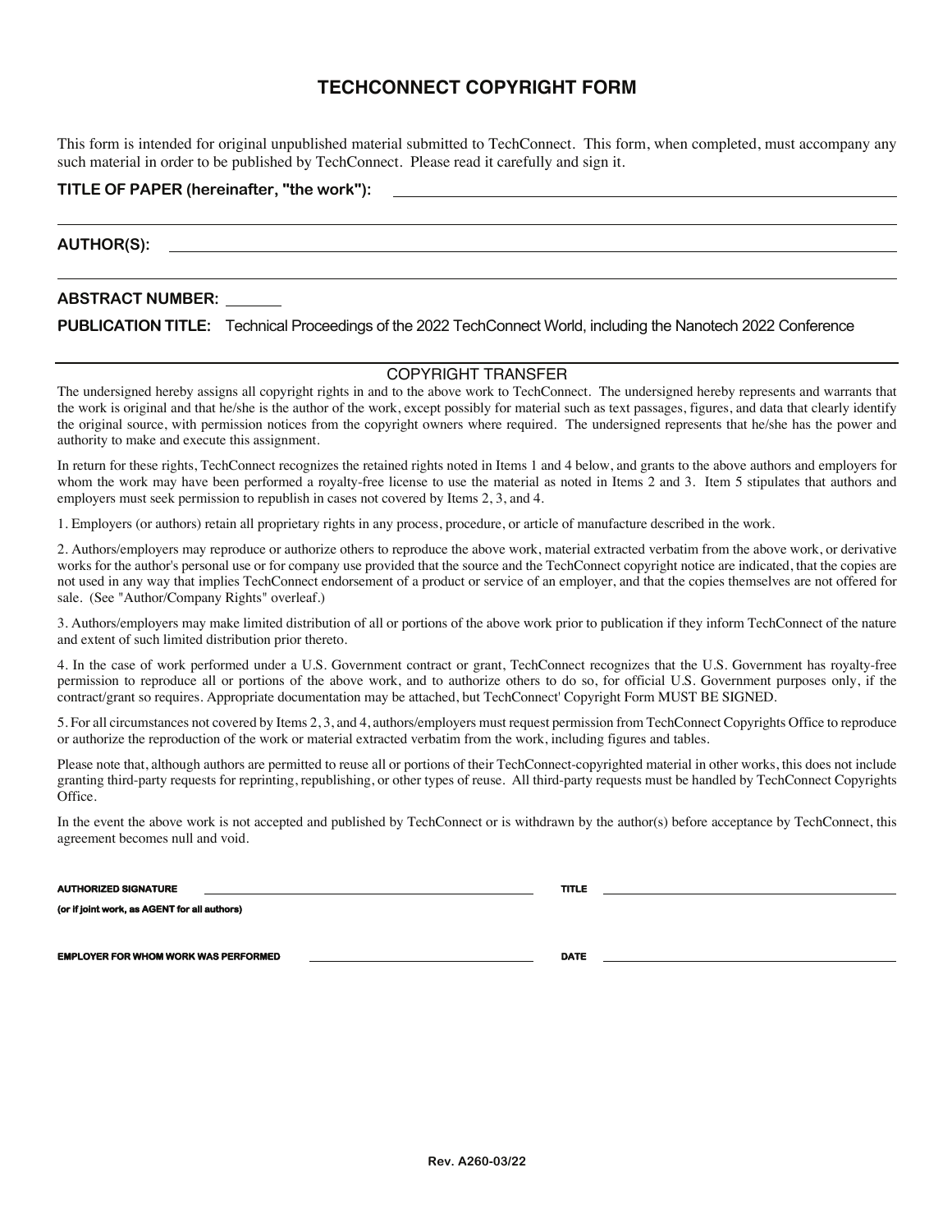# TECHCONNECT COPYRIGHT FORM

This form is intended for original unpublished material submitted to TechConnect. This form, when completed, must accompany any such material in order to be published by TechConnect. Please read it carefully and sign it.

**TITLE OF PAPER (hereinafter, "the work"):** ______________________________

______________________________

**AUTHOR(S):** ______________________________

______________________________

**ABSTRACT NUMBER:** ________

**PUBLICATION TITLE:** Technical Proceedings of the 2022 TechConnect World, including the Nanotech 2022 Conference

## COPYRIGHT TRANSFER

The undersigned hereby assigns all copyright rights in and to the above work to TechConnect. The undersigned hereby represents and warrants that the work is original and that he/she is the author of the work, except possibly for material such as text passages, figures, and data that clearly identify the original source, with permission notices from the copyright owners where required. The undersigned represents that he/she has the power and authority to make and execute this assignment.

In return for these rights, TechConnect recognizes the retained rights noted in Items 1 and 4 below, and grants to the above authors and employers for whom the work may have been performed a royalty-free license to use the material as noted in Items 2 and 3. Item 5 stipulates that authors and employers must seek permission to republish in cases not covered by Items 2, 3, and 4.

1. Employers (or authors) retain all proprietary rights in any process, procedure, or article of manufacture described in the work.

2. Authors/employers may reproduce or authorize others to reproduce the above work, material extracted verbatim from the above work, or derivative works for the author's personal use or for company use provided that the source and the TechConnect copyright notice are indicated, that the copies are not used in any way that implies TechConnect endorsement of a product or service of an employer, and that the copies themselves are not offered for sale. (See "Author/Company Rights" overleaf.)

3. Authors/employers may make limited distribution of all or portions of the above work prior to publication if they inform TechConnect of the nature and extent of such limited distribution prior thereto.

4. In the case of work performed under a U.S. Government contract or grant, TechConnect recognizes that the U.S. Government has royalty-free permission to reproduce all or portions of the above work, and to authorize others to do so, for official U.S. Government purposes only, if the contract/grant so requires. Appropriate documentation may be attached, but TechConnect' Copyright Form MUST BE SIGNED.

5. For all circumstances not covered by Items 2, 3, and 4, authors/employers must request permission from TechConnect Copyrights Office to reproduce or authorize the reproduction of the work or material extracted verbatim from the work, including figures and tables.

Please note that, although authors are permitted to reuse all or portions of their TechConnect-copyrighted material in other works, this does not include granting third-party requests for reprinting, republishing, or other types of reuse. All third-party requests must be handled by TechConnect Copyrights Office.

In the event the above work is not accepted and published by TechConnect or is withdrawn by the author(s) before acceptance by TechConnect, this agreement becomes null and void.

**AUTHORIZED SIGNATURE** ______________________________ **TITLE** ______________________________

**(or if joint work, as AGENT for all authors)**

**EMPLOYER FOR WHOM WORK WAS PERFORMED** ______________________________ **DATE** ______________________________

**Rev. A260-03/22**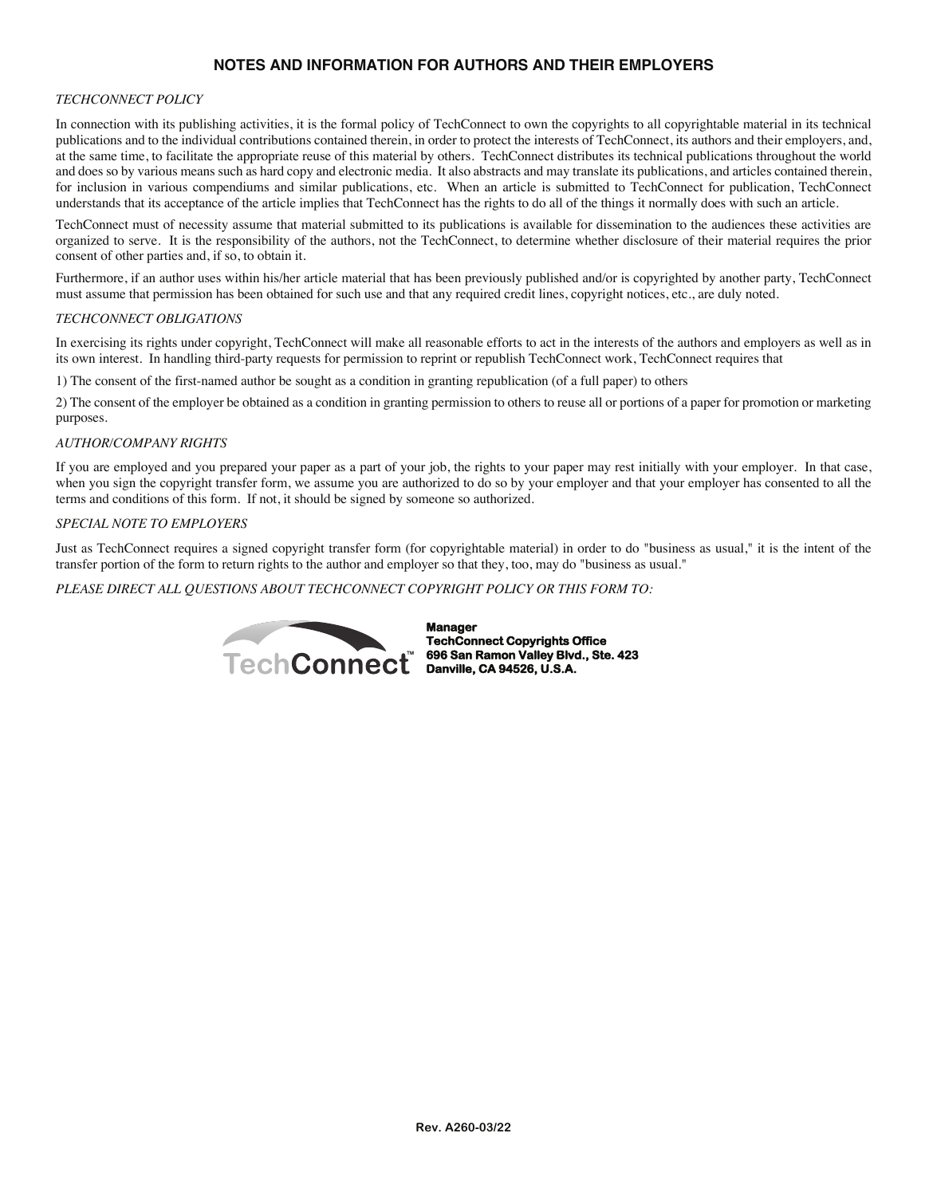## NOTES AND INFORMATION FOR AUTHORS AND THEIR EMPLOYERS

*TECHCONNECT POLICY*

In connection with its publishing activities, it is the formal policy of TechConnect to own the copyrights to all copyrightable material in its technical publications and to the individual contributions contained therein, in order to protect the interests of TechConnect, its authors and their employers, and, at the same time, to facilitate the appropriate reuse of this material by others. TechConnect distributes its technical publications throughout the world and does so by various means such as hard copy and electronic media. It also abstracts and may translate its publications, and articles contained therein, for inclusion in various compendiums and similar publications, etc. When an article is submitted to TechConnect for publication, TechConnect understands that its acceptance of the article implies that TechConnect has the rights to do all of the things it normally does with such an article.

TechConnect must of necessity assume that material submitted to its publications is available for dissemination to the audiences these activities are organized to serve. It is the responsibility of the authors, not the TechConnect, to determine whether disclosure of their material requires the prior consent of other parties and, if so, to obtain it.

Furthermore, if an author uses within his/her article material that has been previously published and/or is copyrighted by another party, TechConnect must assume that permission has been obtained for such use and that any required credit lines, copyright notices, etc., are duly noted.

*TECHCONNECT OBLIGATIONS*

In exercising its rights under copyright, TechConnect will make all reasonable efforts to act in the interests of the authors and employers as well as in its own interest. In handling third-party requests for permission to reprint or republish TechConnect work, TechConnect requires that

1) The consent of the first-named author be sought as a condition in granting republication (of a full paper) to others

2) The consent of the employer be obtained as a condition in granting permission to others to reuse all or portions of a paper for promotion or marketing purposes.

*AUTHOR/COMPANY RIGHTS*

If you are employed and you prepared your paper as a part of your job, the rights to your paper may rest initially with your employer. In that case, when you sign the copyright transfer form, we assume you are authorized to do so by your employer and that your employer has consented to all the terms and conditions of this form. If not, it should be signed by someone so authorized.

*SPECIAL NOTE TO EMPLOYERS*

Just as TechConnect requires a signed copyright transfer form (for copyrightable material) in order to do "business as usual," it is the intent of the transfer portion of the form to return rights to the author and employer so that they, too, may do "business as usual."

*PLEASE DIRECT ALL QUESTIONS ABOUT TECHCONNECT COPYRIGHT POLICY OR THIS FORM TO:*

TechConnect™

**Manager**
**TechConnect Copyrights Office**
**696 San Ramon Valley Blvd., Ste. 423**
**Danville, CA 94526, U.S.A.**

**Rev. A260-03/22**